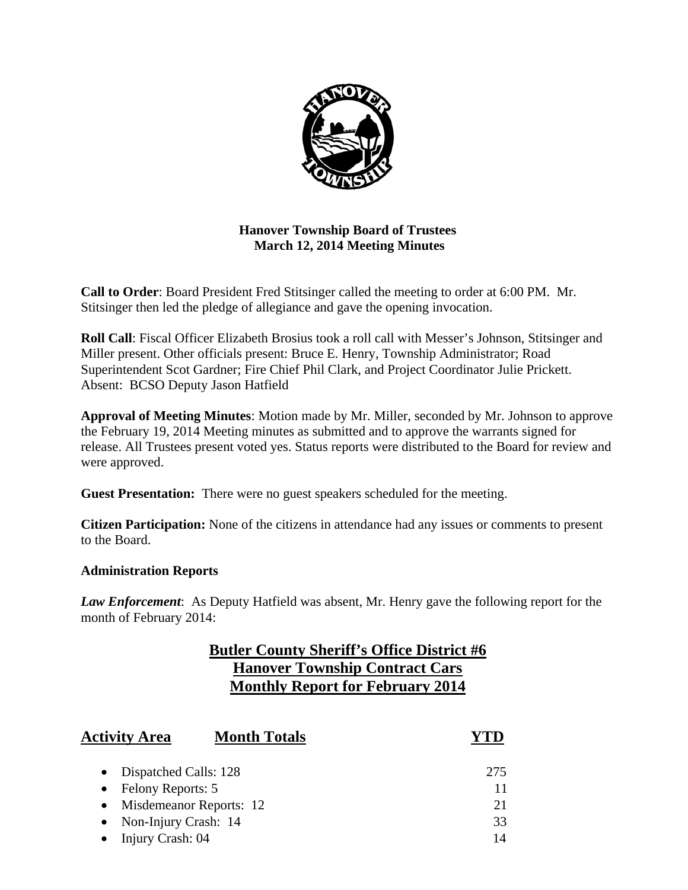**Hanover Township Board of Trustees**
**March 12, 2014 Meeting Minutes**

**Call to Order**: Board President Fred Stitsinger called the meeting to order at 6:00 PM. Mr. Stitsinger then led the pledge of allegiance and gave the opening invocation.

**Roll Call**: Fiscal Officer Elizabeth Brosius took a roll call with Messer's Johnson, Stitsinger and Miller present. Other officials present: Bruce E. Henry, Township Administrator; Road Superintendent Scot Gardner; Fire Chief Phil Clark, and Project Coordinator Julie Prickett. Absent: BCSO Deputy Jason Hatfield

**Approval of Meeting Minutes**: Motion made by Mr. Miller, seconded by Mr. Johnson to approve the February 19, 2014 Meeting minutes as submitted and to approve the warrants signed for release. All Trustees present voted yes. Status reports were distributed to the Board for review and were approved.

**Guest Presentation:** There were no guest speakers scheduled for the meeting.

**Citizen Participation:** None of the citizens in attendance had any issues or comments to present to the Board.

**Administration Reports**

***Law Enforcement***: As Deputy Hatfield was absent, Mr. Henry gave the following report for the month of February 2014:

## Butler County Sheriff's Office District #6
## Hanover Township Contract Cars
## Monthly Report for February 2014

| Activity Area | Month Totals | YTD |
|---|---|---|
| Dispatched Calls: | 128 | 275 |
| Felony Reports: | 5 | 11 |
| Misdemeanor Reports: | 12 | 21 |
| Non-Injury Crash: | 14 | 33 |
| Injury Crash: | 04 | 14 |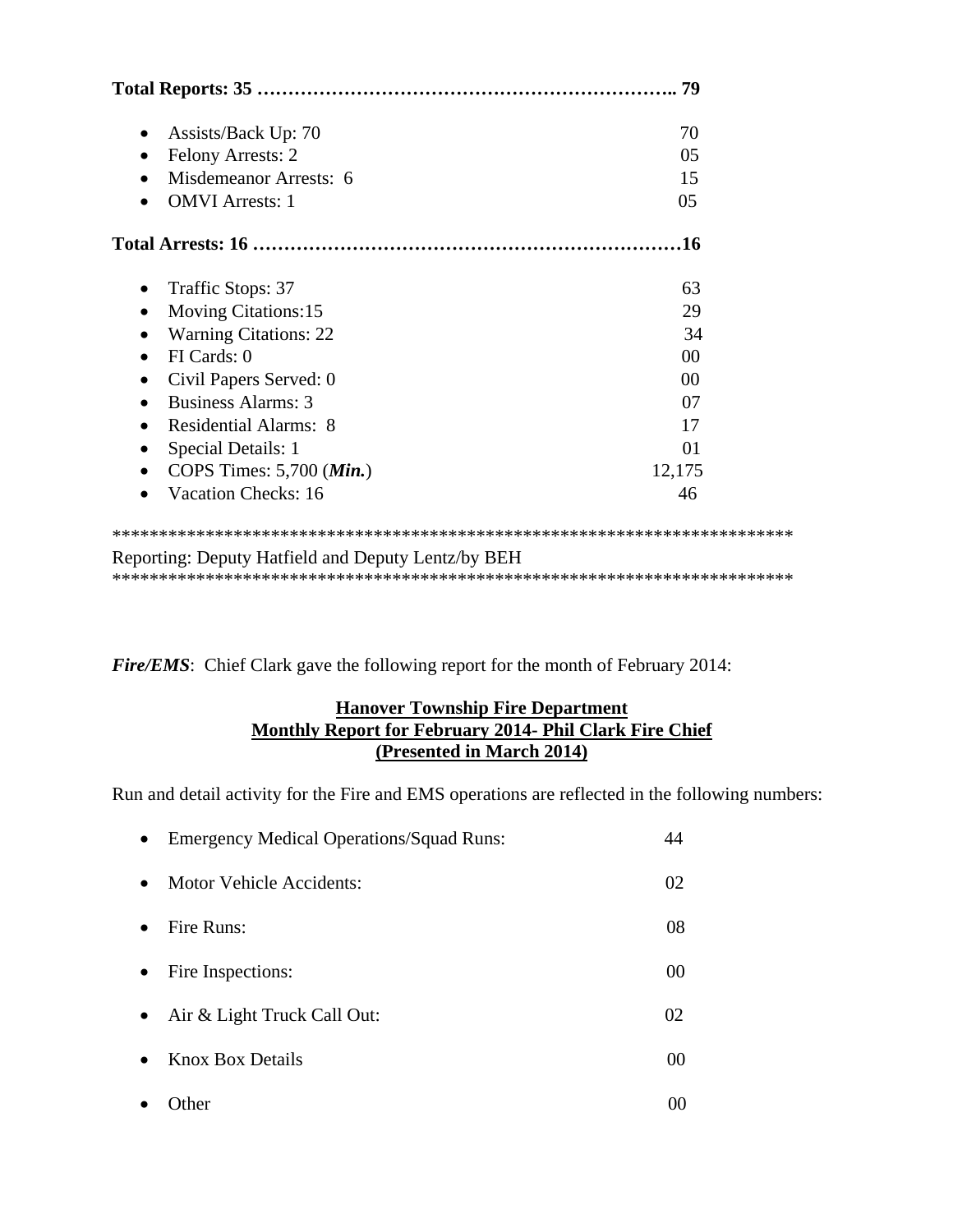**Total Reports: 35 ………………………………………………………….. 79**

| | |
|---|---|
| Assists/Back Up: 70 | 70 |
| Felony Arrests: 2 | 05 |
| Misdemeanor Arrests: 6 | 15 |
| OMVI Arrests: 1 | 05 |

**Total Arrests: 16 ……………………………………………………………16**

| | |
|---|---|
| Traffic Stops: 37 | 63 |
| Moving Citations:15 | 29 |
| Warning Citations: 22 | 34 |
| FI Cards: 0 | 00 |
| Civil Papers Served: 0 | 00 |
| Business Alarms: 3 | 07 |
| Residential Alarms: 8 | 17 |
| Special Details: 1 | 01 |
| COPS Times: 5,700 (***Min.***) | 12,175 |
| Vacation Checks: 16 | 46 |

**************************************************************************
Reporting: Deputy Hatfield and Deputy Lentz/by BEH
**************************************************************************

***Fire/EMS***: Chief Clark gave the following report for the month of February 2014:

**Hanover Township Fire Department**
**Monthly Report for February 2014- Phil Clark Fire Chief**
**(Presented in March 2014)**

Run and detail activity for the Fire and EMS operations are reflected in the following numbers:

| | |
|---|---|
| Emergency Medical Operations/Squad Runs: | 44 |
| Motor Vehicle Accidents: | 02 |
| Fire Runs: | 08 |
| Fire Inspections: | 00 |
| Air & Light Truck Call Out: | 02 |
| Knox Box Details | 00 |
| Other | 00 |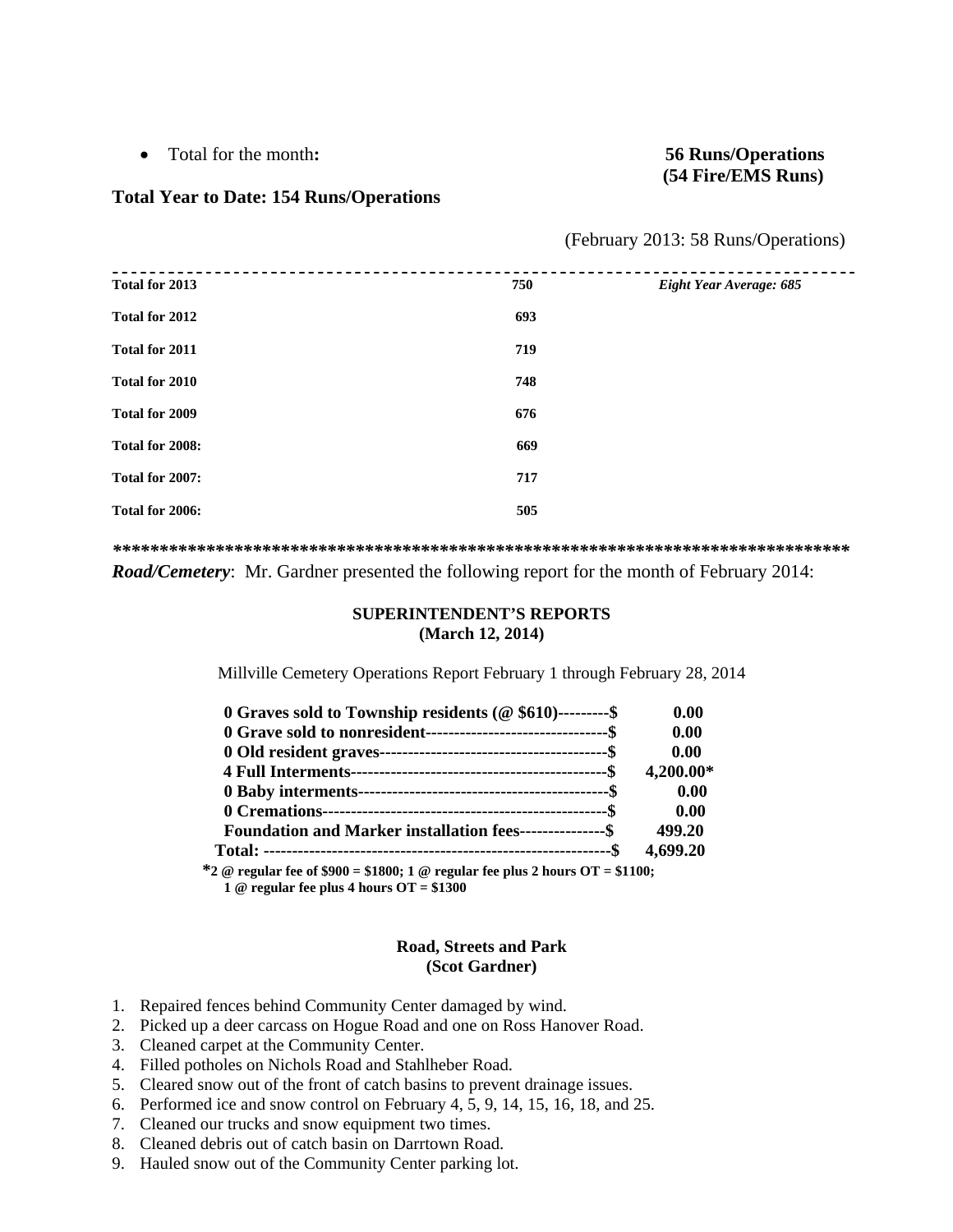- Total for the month**:** **56 Runs/Operations (54 Fire/EMS Runs)**

**Total Year to Date: 154 Runs/Operations**

(February 2013: 58 Runs/Operations)

| | | |
|---|---|---|
| **Total for 2013** | **750** | ***Eight Year Average: 685*** |
| **Total for 2012** | **693** | |
| **Total for 2011** | **719** | |
| **Total for 2010** | **748** | |
| **Total for 2009** | **676** | |
| **Total for 2008:** | **669** | |
| **Total for 2007:** | **717** | |
| **Total for 2006:** | **505** | |

******************************************************************************

***Road/Cemetery***: Mr. Gardner presented the following report for the month of February 2014:

**SUPERINTENDENT'S REPORTS**
**(March 12, 2014)**

Millville Cemetery Operations Report February 1 through February 28, 2014

| | |
|---|---|
| **0 Graves sold to Township residents (@ $610)---------$** | **0.00** |
| **0 Grave sold to nonresident--------------------------------$** | **0.00** |
| **0 Old resident graves----------------------------------------$** | **0.00** |
| **4 Full Interments---------------------------------------------$** | **4,200.00*** |
| **0 Baby interments--------------------------------------------$** | **0.00** |
| **0 Cremations--------------------------------------------------$** | **0.00** |
| **Foundation and Marker installation fees---------------$** | **499.20** |
| **Total: -------------------------------------------------------------$** | **4,699.20** |

***2 @ regular fee of $900 = $1800; 1 @ regular fee plus 2 hours OT = $1100; 1 @ regular fee plus 4 hours OT = $1300**

**Road, Streets and Park**
**(Scot Gardner)**

1. Repaired fences behind Community Center damaged by wind.
2. Picked up a deer carcass on Hogue Road and one on Ross Hanover Road.
3. Cleaned carpet at the Community Center.
4. Filled potholes on Nichols Road and Stahlheber Road.
5. Cleared snow out of the front of catch basins to prevent drainage issues.
6. Performed ice and snow control on February 4, 5, 9, 14, 15, 16, 18, and 25.
7. Cleaned our trucks and snow equipment two times.
8. Cleaned debris out of catch basin on Darrtown Road.
9. Hauled snow out of the Community Center parking lot.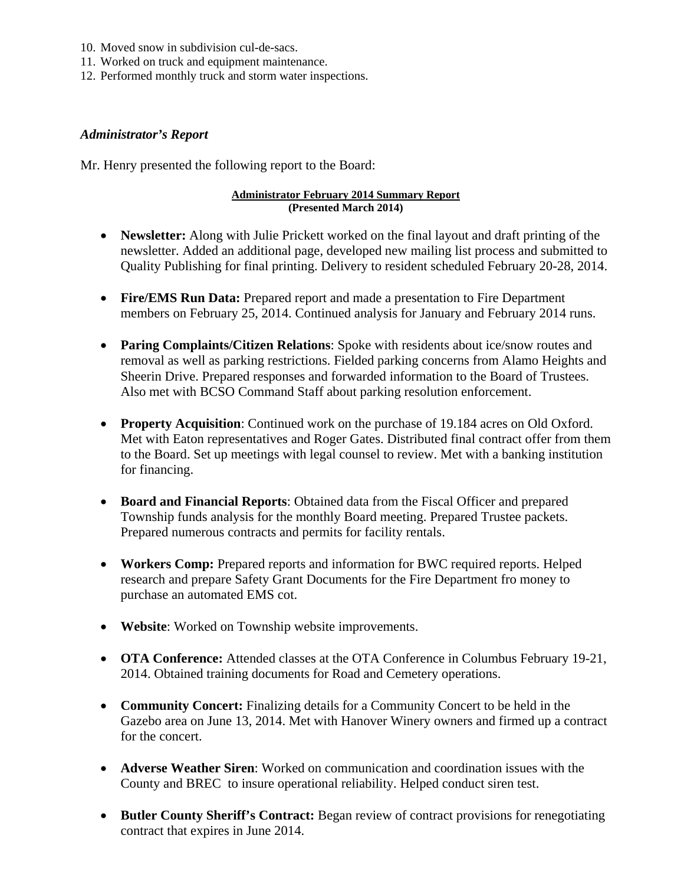10. Moved snow in subdivision cul-de-sacs.
11. Worked on truck and equipment maintenance.
12. Performed monthly truck and storm water inspections.

### *Administrator's Report*

Mr. Henry presented the following report to the Board:

**Administrator February 2014 Summary Report**
**(Presented March 2014)**

- **Newsletter:** Along with Julie Prickett worked on the final layout and draft printing of the newsletter. Added an additional page, developed new mailing list process and submitted to Quality Publishing for final printing. Delivery to resident scheduled February 20-28, 2014.

- **Fire/EMS Run Data:** Prepared report and made a presentation to Fire Department members on February 25, 2014. Continued analysis for January and February 2014 runs.

- **Paring Complaints/Citizen Relations**: Spoke with residents about ice/snow routes and removal as well as parking restrictions. Fielded parking concerns from Alamo Heights and Sheerin Drive. Prepared responses and forwarded information to the Board of Trustees. Also met with BCSO Command Staff about parking resolution enforcement.

- **Property Acquisition**: Continued work on the purchase of 19.184 acres on Old Oxford. Met with Eaton representatives and Roger Gates. Distributed final contract offer from them to the Board. Set up meetings with legal counsel to review. Met with a banking institution for financing.

- **Board and Financial Reports**: Obtained data from the Fiscal Officer and prepared Township funds analysis for the monthly Board meeting. Prepared Trustee packets. Prepared numerous contracts and permits for facility rentals.

- **Workers Comp:** Prepared reports and information for BWC required reports. Helped research and prepare Safety Grant Documents for the Fire Department fro money to purchase an automated EMS cot.

- **Website**: Worked on Township website improvements.

- **OTA Conference:** Attended classes at the OTA Conference in Columbus February 19-21, 2014. Obtained training documents for Road and Cemetery operations.

- **Community Concert:** Finalizing details for a Community Concert to be held in the Gazebo area on June 13, 2014. Met with Hanover Winery owners and firmed up a contract for the concert.

- **Adverse Weather Siren**: Worked on communication and coordination issues with the County and BREC to insure operational reliability. Helped conduct siren test.

- **Butler County Sheriff's Contract:** Began review of contract provisions for renegotiating contract that expires in June 2014.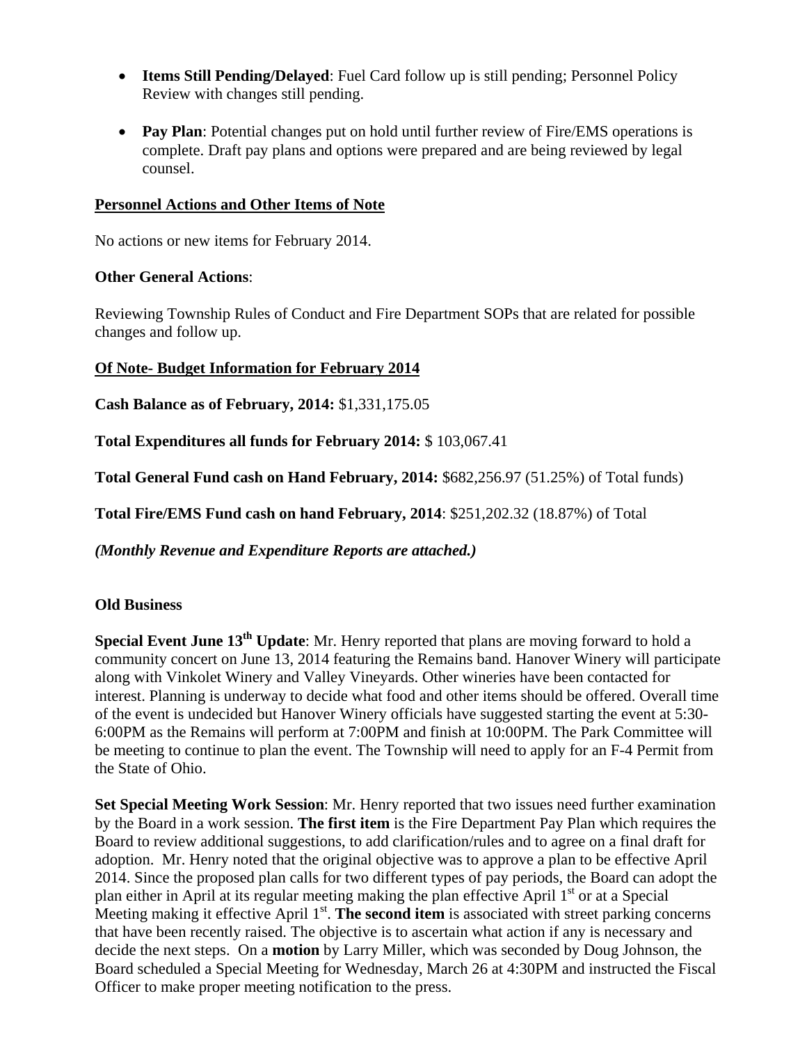- **Items Still Pending/Delayed**: Fuel Card follow up is still pending; Personnel Policy Review with changes still pending.

- **Pay Plan**: Potential changes put on hold until further review of Fire/EMS operations is complete. Draft pay plans and options were prepared and are being reviewed by legal counsel.

## Personnel Actions and Other Items of Note

No actions or new items for February 2014.

**Other General Actions**:

Reviewing Township Rules of Conduct and Fire Department SOPs that are related for possible changes and follow up.

## Of Note- Budget Information for February 2014

**Cash Balance as of February, 2014:** $1,331,175.05

**Total Expenditures all funds for February 2014:** $ 103,067.41

**Total General Fund cash on Hand February, 2014:** $682,256.97 (51.25%) of Total funds)

**Total Fire/EMS Fund cash on hand February, 2014**: $251,202.32 (18.87%) of Total

***(Monthly Revenue and Expenditure Reports are attached.)***

## Old Business

**Special Event June 13th Update**: Mr. Henry reported that plans are moving forward to hold a community concert on June 13, 2014 featuring the Remains band. Hanover Winery will participate along with Vinkolet Winery and Valley Vineyards. Other wineries have been contacted for interest. Planning is underway to decide what food and other items should be offered. Overall time of the event is undecided but Hanover Winery officials have suggested starting the event at 5:30-6:00PM as the Remains will perform at 7:00PM and finish at 10:00PM. The Park Committee will be meeting to continue to plan the event. The Township will need to apply for an F-4 Permit from the State of Ohio.

**Set Special Meeting Work Session**: Mr. Henry reported that two issues need further examination by the Board in a work session. **The first item** is the Fire Department Pay Plan which requires the Board to review additional suggestions, to add clarification/rules and to agree on a final draft for adoption. Mr. Henry noted that the original objective was to approve a plan to be effective April 2014. Since the proposed plan calls for two different types of pay periods, the Board can adopt the plan either in April at its regular meeting making the plan effective April 1st or at a Special Meeting making it effective April 1st. **The second item** is associated with street parking concerns that have been recently raised. The objective is to ascertain what action if any is necessary and decide the next steps. On a **motion** by Larry Miller, which was seconded by Doug Johnson, the Board scheduled a Special Meeting for Wednesday, March 26 at 4:30PM and instructed the Fiscal Officer to make proper meeting notification to the press.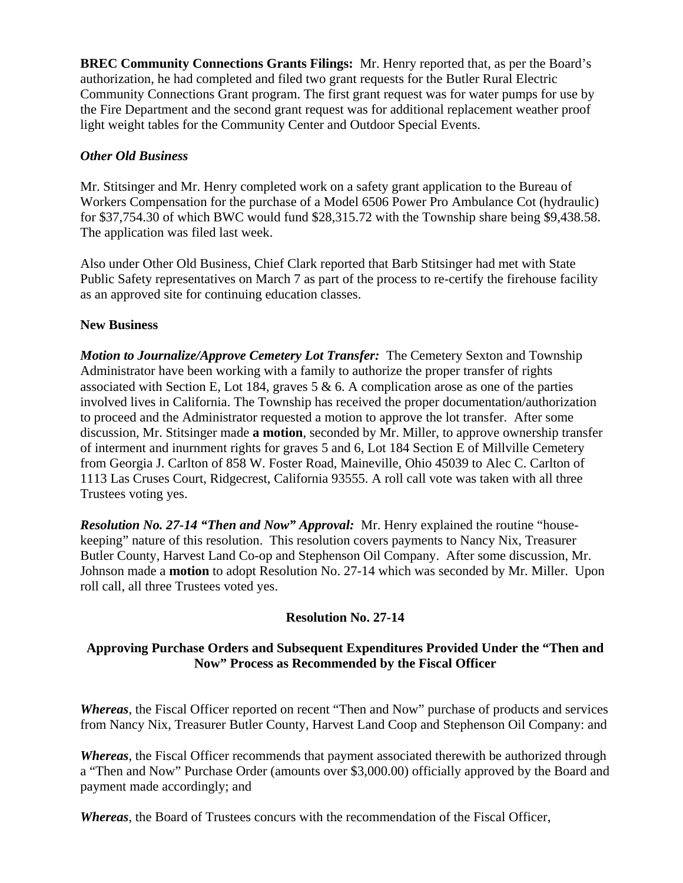**BREC Community Connections Grants Filings:** Mr. Henry reported that, as per the Board's authorization, he had completed and filed two grant requests for the Butler Rural Electric Community Connections Grant program. The first grant request was for water pumps for use by the Fire Department and the second grant request was for additional replacement weather proof light weight tables for the Community Center and Outdoor Special Events.

***Other Old Business***

Mr. Stitsinger and Mr. Henry completed work on a safety grant application to the Bureau of Workers Compensation for the purchase of a Model 6506 Power Pro Ambulance Cot (hydraulic) for $37,754.30 of which BWC would fund $28,315.72 with the Township share being $9,438.58. The application was filed last week.

Also under Other Old Business, Chief Clark reported that Barb Stitsinger had met with State Public Safety representatives on March 7 as part of the process to re-certify the firehouse facility as an approved site for continuing education classes.

**New Business**

***Motion to Journalize/Approve Cemetery Lot Transfer:*** The Cemetery Sexton and Township Administrator have been working with a family to authorize the proper transfer of rights associated with Section E, Lot 184, graves 5 & 6. A complication arose as one of the parties involved lives in California. The Township has received the proper documentation/authorization to proceed and the Administrator requested a motion to approve the lot transfer. After some discussion, Mr. Stitsinger made **a motion**, seconded by Mr. Miller, to approve ownership transfer of interment and inurnment rights for graves 5 and 6, Lot 184 Section E of Millville Cemetery from Georgia J. Carlton of 858 W. Foster Road, Maineville, Ohio 45039 to Alec C. Carlton of 1113 Las Cruses Court, Ridgecrest, California 93555. A roll call vote was taken with all three Trustees voting yes.

***Resolution No. 27-14 "Then and Now" Approval:*** Mr. Henry explained the routine "house-keeping" nature of this resolution. This resolution covers payments to Nancy Nix, Treasurer Butler County, Harvest Land Co-op and Stephenson Oil Company. After some discussion, Mr. Johnson made a **motion** to adopt Resolution No. 27-14 which was seconded by Mr. Miller. Upon roll call, all three Trustees voted yes.

**Resolution No. 27-14**

**Approving Purchase Orders and Subsequent Expenditures Provided Under the "Then and Now" Process as Recommended by the Fiscal Officer**

***Whereas***, the Fiscal Officer reported on recent "Then and Now" purchase of products and services from Nancy Nix, Treasurer Butler County, Harvest Land Coop and Stephenson Oil Company: and

***Whereas***, the Fiscal Officer recommends that payment associated therewith be authorized through a "Then and Now" Purchase Order (amounts over $3,000.00) officially approved by the Board and payment made accordingly; and

***Whereas***, the Board of Trustees concurs with the recommendation of the Fiscal Officer,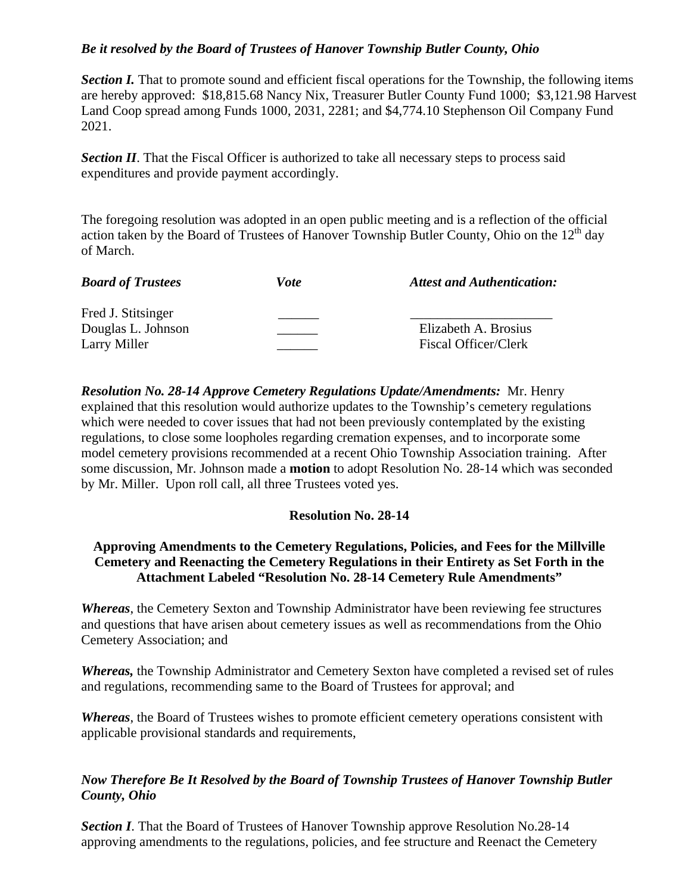*Be it resolved by the Board of Trustees of Hanover Township Butler County, Ohio*

***Section I.*** That to promote sound and efficient fiscal operations for the Township, the following items are hereby approved: $18,815.68 Nancy Nix, Treasurer Butler County Fund 1000; $3,121.98 Harvest Land Coop spread among Funds 1000, 2031, 2281; and $4,774.10 Stephenson Oil Company Fund 2021.

***Section II***. That the Fiscal Officer is authorized to take all necessary steps to process said expenditures and provide payment accordingly.

The foregoing resolution was adopted in an open public meeting and is a reflection of the official action taken by the Board of Trustees of Hanover Township Butler County, Ohio on the 12th day of March.

| ***Board of Trustees*** | ***Vote*** | ***Attest and Authentication:*** |
|---|---|---|
| Fred J. Stitsinger | ______ | _____________________ |
| Douglas L. Johnson | ______ | Elizabeth A. Brosius |
| Larry Miller | ______ | Fiscal Officer/Clerk |

***Resolution No. 28-14 Approve Cemetery Regulations Update/Amendments:*** Mr. Henry explained that this resolution would authorize updates to the Township's cemetery regulations which were needed to cover issues that had not been previously contemplated by the existing regulations, to close some loopholes regarding cremation expenses, and to incorporate some model cemetery provisions recommended at a recent Ohio Township Association training. After some discussion, Mr. Johnson made a **motion** to adopt Resolution No. 28-14 which was seconded by Mr. Miller. Upon roll call, all three Trustees voted yes.

**Resolution No. 28-14**

**Approving Amendments to the Cemetery Regulations, Policies, and Fees for the Millville Cemetery and Reenacting the Cemetery Regulations in their Entirety as Set Forth in the Attachment Labeled "Resolution No. 28-14 Cemetery Rule Amendments"**

***Whereas***, the Cemetery Sexton and Township Administrator have been reviewing fee structures and questions that have arisen about cemetery issues as well as recommendations from the Ohio Cemetery Association; and

***Whereas,*** the Township Administrator and Cemetery Sexton have completed a revised set of rules and regulations, recommending same to the Board of Trustees for approval; and

***Whereas***, the Board of Trustees wishes to promote efficient cemetery operations consistent with applicable provisional standards and requirements,

***Now Therefore Be It Resolved by the Board of Township Trustees of Hanover Township Butler County, Ohio***

***Section I***. That the Board of Trustees of Hanover Township approve Resolution No.28-14 approving amendments to the regulations, policies, and fee structure and Reenact the Cemetery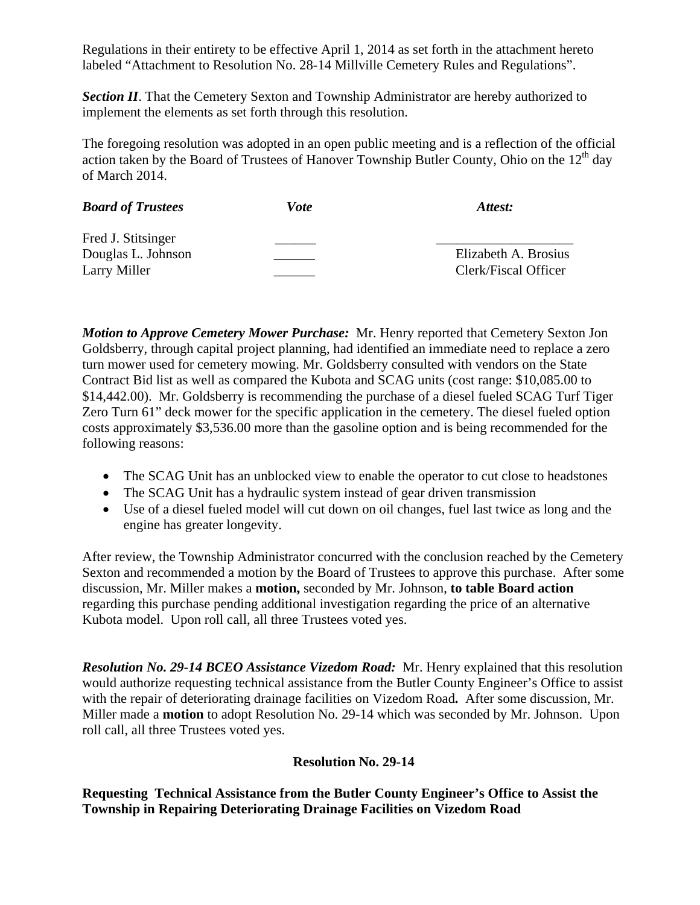Regulations in their entirety to be effective April 1, 2014 as set forth in the attachment hereto labeled "Attachment to Resolution No. 28-14 Millville Cemetery Rules and Regulations".

***Section II***. That the Cemetery Sexton and Township Administrator are hereby authorized to implement the elements as set forth through this resolution.

The foregoing resolution was adopted in an open public meeting and is a reflection of the official action taken by the Board of Trustees of Hanover Township Butler County, Ohio on the 12th day of March 2014.

| ***Board of Trustees*** | ***Vote*** | ***Attest:*** |
|---|---|---|
| Fred J. Stitsinger | ______ | ____________________ |
| Douglas L. Johnson | ______ | Elizabeth A. Brosius |
| Larry Miller | ______ | Clerk/Fiscal Officer |

***Motion to Approve Cemetery Mower Purchase:*** Mr. Henry reported that Cemetery Sexton Jon Goldsberry, through capital project planning, had identified an immediate need to replace a zero turn mower used for cemetery mowing. Mr. Goldsberry consulted with vendors on the State Contract Bid list as well as compared the Kubota and SCAG units (cost range: $10,085.00 to $14,442.00). Mr. Goldsberry is recommending the purchase of a diesel fueled SCAG Turf Tiger Zero Turn 61" deck mower for the specific application in the cemetery. The diesel fueled option costs approximately $3,536.00 more than the gasoline option and is being recommended for the following reasons:

- The SCAG Unit has an unblocked view to enable the operator to cut close to headstones
- The SCAG Unit has a hydraulic system instead of gear driven transmission
- Use of a diesel fueled model will cut down on oil changes, fuel last twice as long and the engine has greater longevity.

After review, the Township Administrator concurred with the conclusion reached by the Cemetery Sexton and recommended a motion by the Board of Trustees to approve this purchase. After some discussion, Mr. Miller makes a **motion,** seconded by Mr. Johnson, **to table Board action** regarding this purchase pending additional investigation regarding the price of an alternative Kubota model. Upon roll call, all three Trustees voted yes.

***Resolution No. 29-14 BCEO Assistance Vizedom Road:*** Mr. Henry explained that this resolution would authorize requesting technical assistance from the Butler County Engineer's Office to assist with the repair of deteriorating drainage facilities on Vizedom Road**.** After some discussion, Mr. Miller made a **motion** to adopt Resolution No. 29-14 which was seconded by Mr. Johnson. Upon roll call, all three Trustees voted yes.

**Resolution No. 29-14**

**Requesting Technical Assistance from the Butler County Engineer's Office to Assist the Township in Repairing Deteriorating Drainage Facilities on Vizedom Road**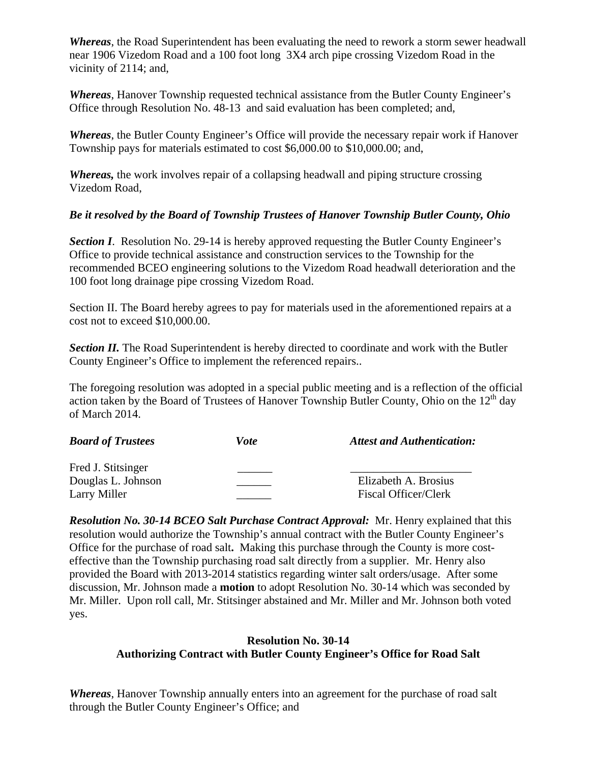***Whereas***, the Road Superintendent has been evaluating the need to rework a storm sewer headwall near 1906 Vizedom Road and a 100 foot long 3X4 arch pipe crossing Vizedom Road in the vicinity of 2114; and,

***Whereas***, Hanover Township requested technical assistance from the Butler County Engineer's Office through Resolution No. 48-13 and said evaluation has been completed; and,

***Whereas***, the Butler County Engineer's Office will provide the necessary repair work if Hanover Township pays for materials estimated to cost $6,000.00 to $10,000.00; and,

***Whereas,*** the work involves repair of a collapsing headwall and piping structure crossing Vizedom Road,

***Be it resolved by the Board of Township Trustees of Hanover Township Butler County, Ohio***

***Section I***. Resolution No. 29-14 is hereby approved requesting the Butler County Engineer's Office to provide technical assistance and construction services to the Township for the recommended BCEO engineering solutions to the Vizedom Road headwall deterioration and the 100 foot long drainage pipe crossing Vizedom Road.

Section II. The Board hereby agrees to pay for materials used in the aforementioned repairs at a cost not to exceed $10,000.00.

***Section II.*** The Road Superintendent is hereby directed to coordinate and work with the Butler County Engineer's Office to implement the referenced repairs..

The foregoing resolution was adopted in a special public meeting and is a reflection of the official action taken by the Board of Trustees of Hanover Township Butler County, Ohio on the 12th day of March 2014.

| ***Board of Trustees*** | ***Vote*** | ***Attest and Authentication:*** |
|---|---|---|
| Fred J. Stitsinger | ______ | _____________________ |
| Douglas L. Johnson | ______ | Elizabeth A. Brosius |
| Larry Miller | ______ | Fiscal Officer/Clerk |

***Resolution No. 30-14 BCEO Salt Purchase Contract Approval:*** Mr. Henry explained that this resolution would authorize the Township's annual contract with the Butler County Engineer's Office for the purchase of road salt**.** Making this purchase through the County is more cost-effective than the Township purchasing road salt directly from a supplier. Mr. Henry also provided the Board with 2013-2014 statistics regarding winter salt orders/usage. After some discussion, Mr. Johnson made a **motion** to adopt Resolution No. 30-14 which was seconded by Mr. Miller. Upon roll call, Mr. Stitsinger abstained and Mr. Miller and Mr. Johnson both voted yes.

**Resolution No. 30-14**
**Authorizing Contract with Butler County Engineer's Office for Road Salt**

***Whereas***, Hanover Township annually enters into an agreement for the purchase of road salt through the Butler County Engineer's Office; and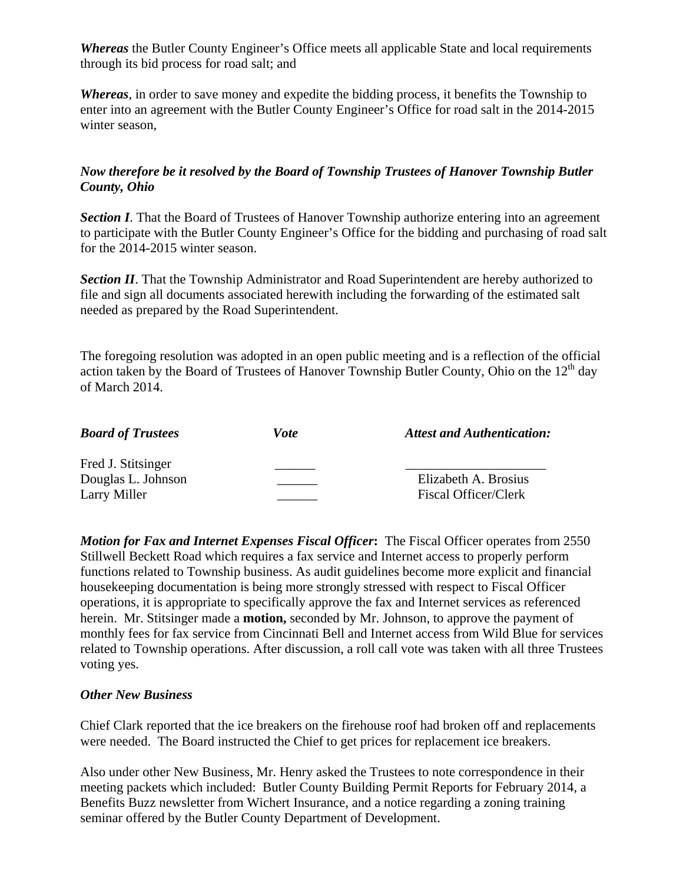***Whereas*** the Butler County Engineer's Office meets all applicable State and local requirements through its bid process for road salt; and

***Whereas***, in order to save money and expedite the bidding process, it benefits the Township to enter into an agreement with the Butler County Engineer's Office for road salt in the 2014-2015 winter season,

***Now therefore be it resolved by the Board of Township Trustees of Hanover Township Butler County, Ohio***

***Section I***. That the Board of Trustees of Hanover Township authorize entering into an agreement to participate with the Butler County Engineer's Office for the bidding and purchasing of road salt for the 2014-2015 winter season.

***Section II***. That the Township Administrator and Road Superintendent are hereby authorized to file and sign all documents associated herewith including the forwarding of the estimated salt needed as prepared by the Road Superintendent.

The foregoing resolution was adopted in an open public meeting and is a reflection of the official action taken by the Board of Trustees of Hanover Township Butler County, Ohio on the 12th day of March 2014.

| ***Board of Trustees*** | ***Vote*** | ***Attest and Authentication:*** |
| --- | --- | --- |
| Fred J. Stitsinger | ______ | ____________________ |
| Douglas L. Johnson | ______ | Elizabeth A. Brosius |
| Larry Miller | ______ | Fiscal Officer/Clerk |

***Motion for Fax and Internet Expenses Fiscal Officer*:** The Fiscal Officer operates from 2550 Stillwell Beckett Road which requires a fax service and Internet access to properly perform functions related to Township business. As audit guidelines become more explicit and financial housekeeping documentation is being more strongly stressed with respect to Fiscal Officer operations, it is appropriate to specifically approve the fax and Internet services as referenced herein. Mr. Stitsinger made a **motion,** seconded by Mr. Johnson, to approve the payment of monthly fees for fax service from Cincinnati Bell and Internet access from Wild Blue for services related to Township operations. After discussion, a roll call vote was taken with all three Trustees voting yes.

***Other New Business***

Chief Clark reported that the ice breakers on the firehouse roof had broken off and replacements were needed. The Board instructed the Chief to get prices for replacement ice breakers.

Also under other New Business, Mr. Henry asked the Trustees to note correspondence in their meeting packets which included: Butler County Building Permit Reports for February 2014, a Benefits Buzz newsletter from Wichert Insurance, and a notice regarding a zoning training seminar offered by the Butler County Department of Development.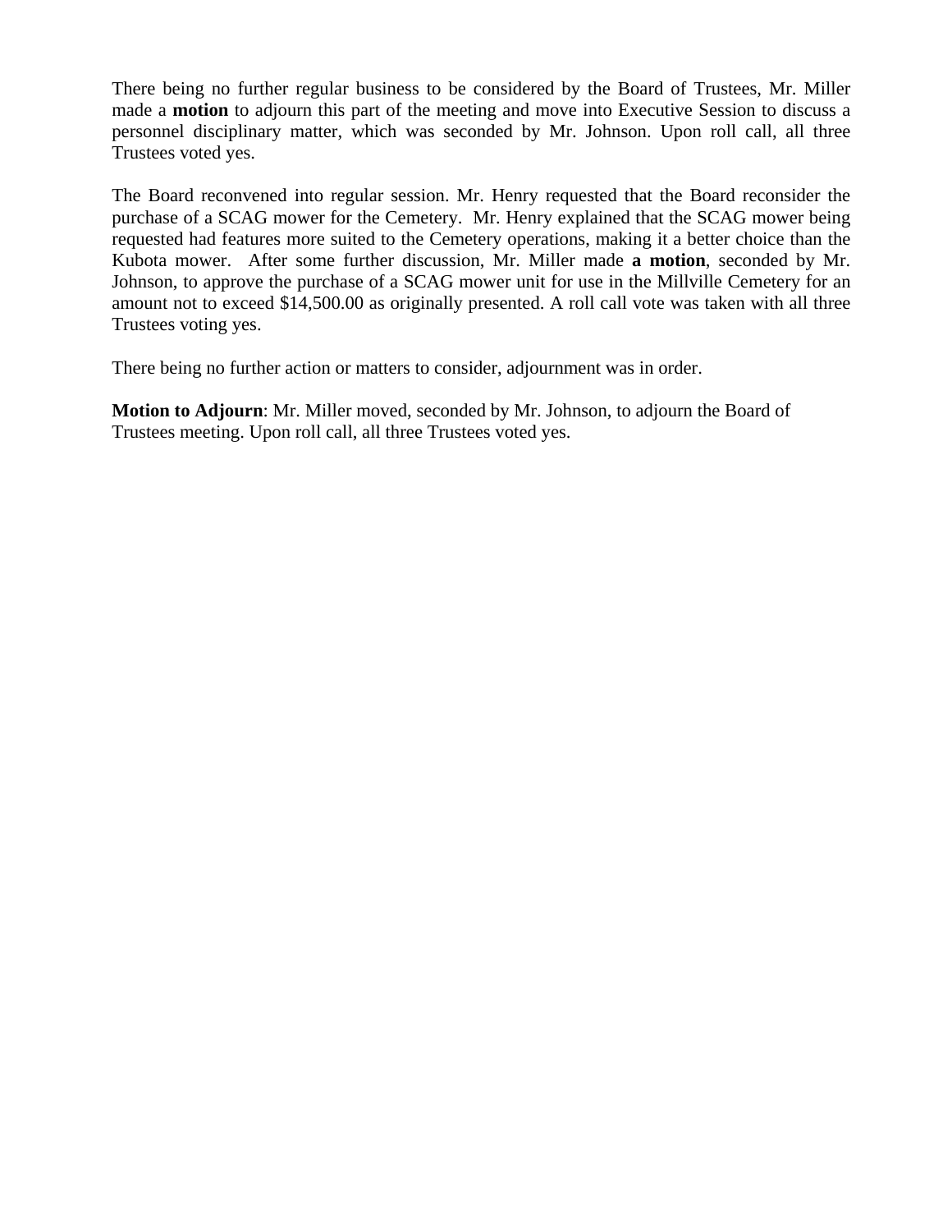There being no further regular business to be considered by the Board of Trustees, Mr. Miller made a **motion** to adjourn this part of the meeting and move into Executive Session to discuss a personnel disciplinary matter, which was seconded by Mr. Johnson. Upon roll call, all three Trustees voted yes.

The Board reconvened into regular session. Mr. Henry requested that the Board reconsider the purchase of a SCAG mower for the Cemetery. Mr. Henry explained that the SCAG mower being requested had features more suited to the Cemetery operations, making it a better choice than the Kubota mower. After some further discussion, Mr. Miller made **a motion**, seconded by Mr. Johnson, to approve the purchase of a SCAG mower unit for use in the Millville Cemetery for an amount not to exceed $14,500.00 as originally presented. A roll call vote was taken with all three Trustees voting yes.

There being no further action or matters to consider, adjournment was in order.

**Motion to Adjourn**: Mr. Miller moved, seconded by Mr. Johnson, to adjourn the Board of Trustees meeting. Upon roll call, all three Trustees voted yes.